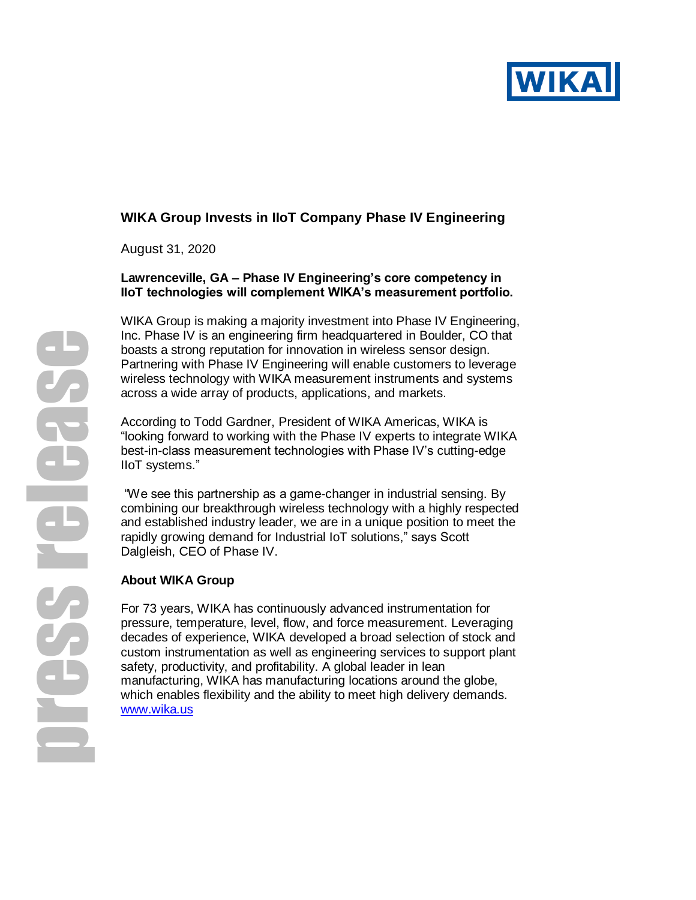# WIKA Group Invests in IIoT Company Phase IV Engineering

August 31, 2020

**Lawrenceville, GA – Phase IV Engineering's core competency in IIoT technologies will complement WIKA's measurement portfolio.**

WIKA Group is making a majority investment into Phase IV Engineering, Inc. Phase IV is an engineering firm headquartered in Boulder, CO that boasts a strong reputation for innovation in wireless sensor design. Partnering with Phase IV Engineering will enable customers to leverage wireless technology with WIKA measurement instruments and systems across a wide array of products, applications, and markets.

According to Todd Gardner, President of WIKA Americas, WIKA is "looking forward to working with the Phase IV experts to integrate WIKA best-in-class measurement technologies with Phase IV's cutting-edge IIoT systems."

"We see this partnership as a game-changer in industrial sensing. By combining our breakthrough wireless technology with a highly respected and established industry leader, we are in a unique position to meet the rapidly growing demand for Industrial IoT solutions," says Scott Dalgleish, CEO of Phase IV.

## About WIKA Group

For 73 years, WIKA has continuously advanced instrumentation for pressure, temperature, level, flow, and force measurement. Leveraging decades of experience, WIKA developed a broad selection of stock and custom instrumentation as well as engineering services to support plant safety, productivity, and profitability. A global leader in lean manufacturing, WIKA has manufacturing locations around the globe, which enables flexibility and the ability to meet high delivery demands. www.wika.us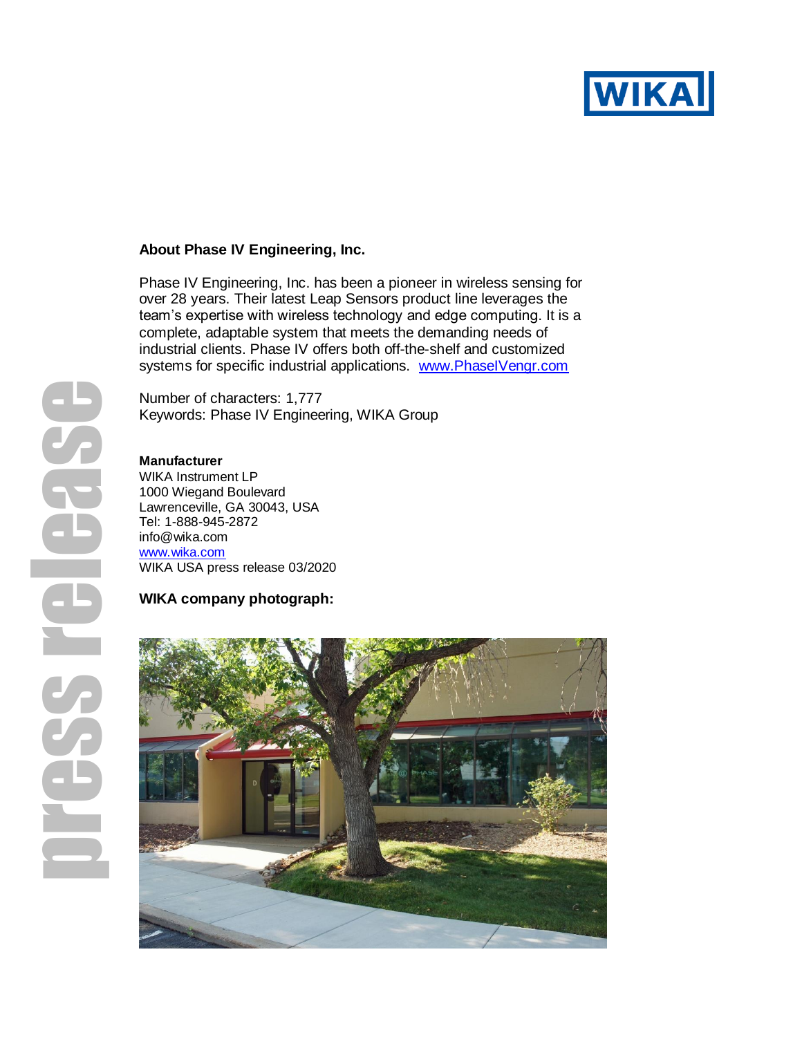**About Phase IV Engineering, Inc.**

Phase IV Engineering, Inc. has been a pioneer in wireless sensing for over 28 years. Their latest Leap Sensors product line leverages the team's expertise with wireless technology and edge computing. It is a complete, adaptable system that meets the demanding needs of industrial clients. Phase IV offers both off-the-shelf and customized systems for specific industrial applications. [www.PhaseIVengr.com](http://www.PhaseIVengr.com)

Number of characters: 1,777
Keywords: Phase IV Engineering, WIKA Group

**Manufacturer**
WIKA Instrument LP
1000 Wiegand Boulevard
Lawrenceville, GA 30043, USA
Tel: 1-888-945-2872
info@wika.com
[www.wika.com](http://www.wika.com)
WIKA USA press release 03/2020

**WIKA company photograph:**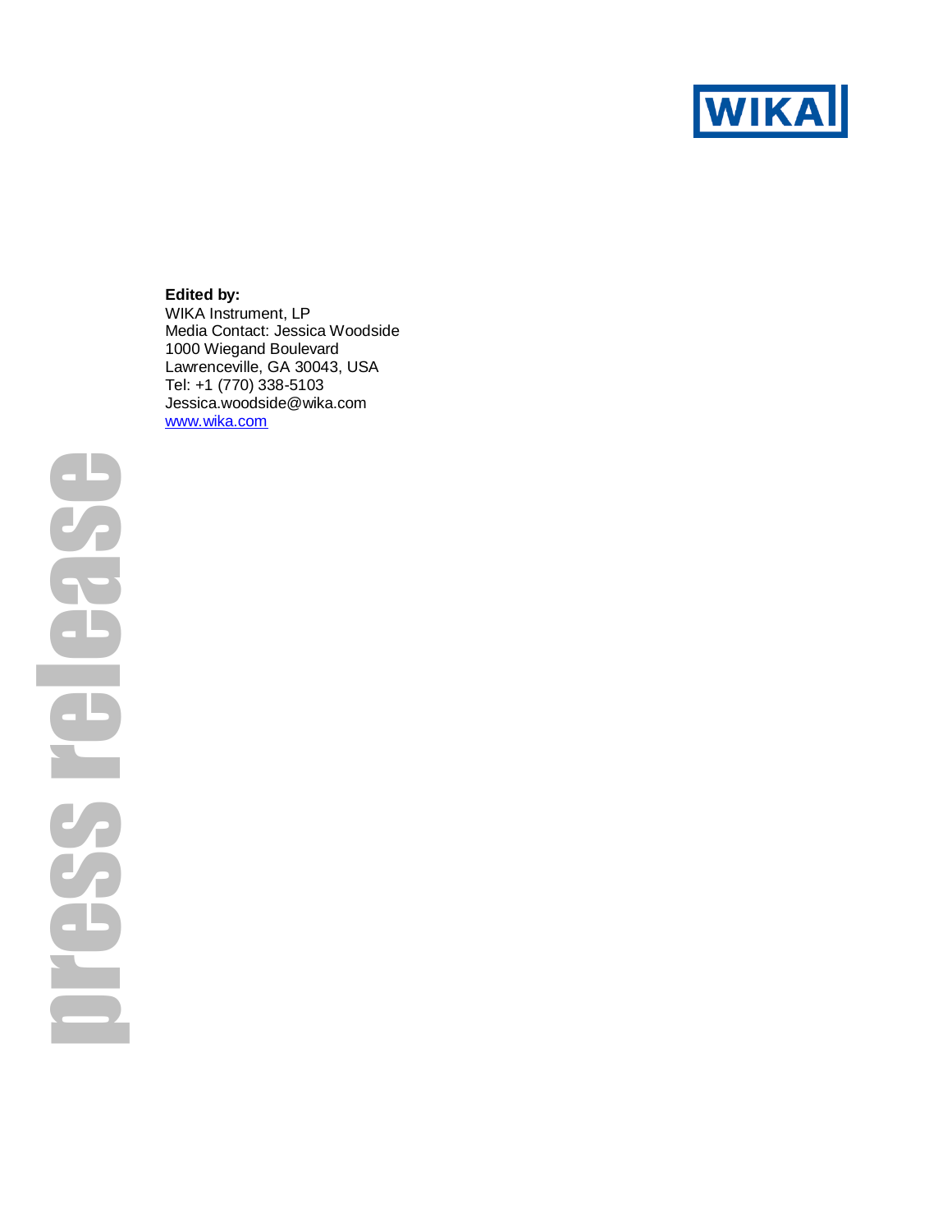**Edited by:**
WIKA Instrument, LP
Media Contact: Jessica Woodside
1000 Wiegand Boulevard
Lawrenceville, GA 30043, USA
Tel: +1 (770) 338-5103
Jessica.woodside@wika.com
www.wika.com